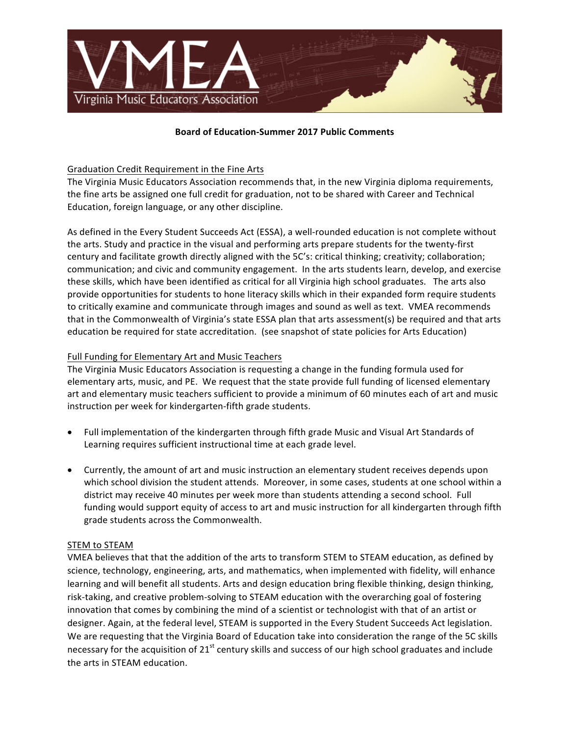# VMEA

Virginia Music Educators Association

**Board of Education-Summer 2017 Public Comments**

## Graduation Credit Requirement in the Fine Arts

The Virginia Music Educators Association recommends that, in the new Virginia diploma requirements, the fine arts be assigned one full credit for graduation, not to be shared with Career and Technical Education, foreign language, or any other discipline.

As defined in the Every Student Succeeds Act (ESSA), a well-rounded education is not complete without the arts. Study and practice in the visual and performing arts prepare students for the twenty-first century and facilitate growth directly aligned with the 5C's: critical thinking; creativity; collaboration; communication; and civic and community engagement. In the arts students learn, develop, and exercise these skills, which have been identified as critical for all Virginia high school graduates. The arts also provide opportunities for students to hone literacy skills which in their expanded form require students to critically examine and communicate through images and sound as well as text. VMEA recommends that in the Commonwealth of Virginia's state ESSA plan that arts assessment(s) be required and that arts education be required for state accreditation. (see snapshot of state policies for Arts Education)

## Full Funding for Elementary Art and Music Teachers

The Virginia Music Educators Association is requesting a change in the funding formula used for elementary arts, music, and PE. We request that the state provide full funding of licensed elementary art and elementary music teachers sufficient to provide a minimum of 60 minutes each of art and music instruction per week for kindergarten-fifth grade students.

- Full implementation of the kindergarten through fifth grade Music and Visual Art Standards of Learning requires sufficient instructional time at each grade level.
- Currently, the amount of art and music instruction an elementary student receives depends upon which school division the student attends. Moreover, in some cases, students at one school within a district may receive 40 minutes per week more than students attending a second school. Full funding would support equity of access to art and music instruction for all kindergarten through fifth grade students across the Commonwealth.

## STEM to STEAM

VMEA believes that that the addition of the arts to transform STEM to STEAM education, as defined by science, technology, engineering, arts, and mathematics, when implemented with fidelity, will enhance learning and will benefit all students. Arts and design education bring flexible thinking, design thinking, risk-taking, and creative problem-solving to STEAM education with the overarching goal of fostering innovation that comes by combining the mind of a scientist or technologist with that of an artist or designer. Again, at the federal level, STEAM is supported in the Every Student Succeeds Act legislation. We are requesting that the Virginia Board of Education take into consideration the range of the 5C skills necessary for the acquisition of 21st century skills and success of our high school graduates and include the arts in STEAM education.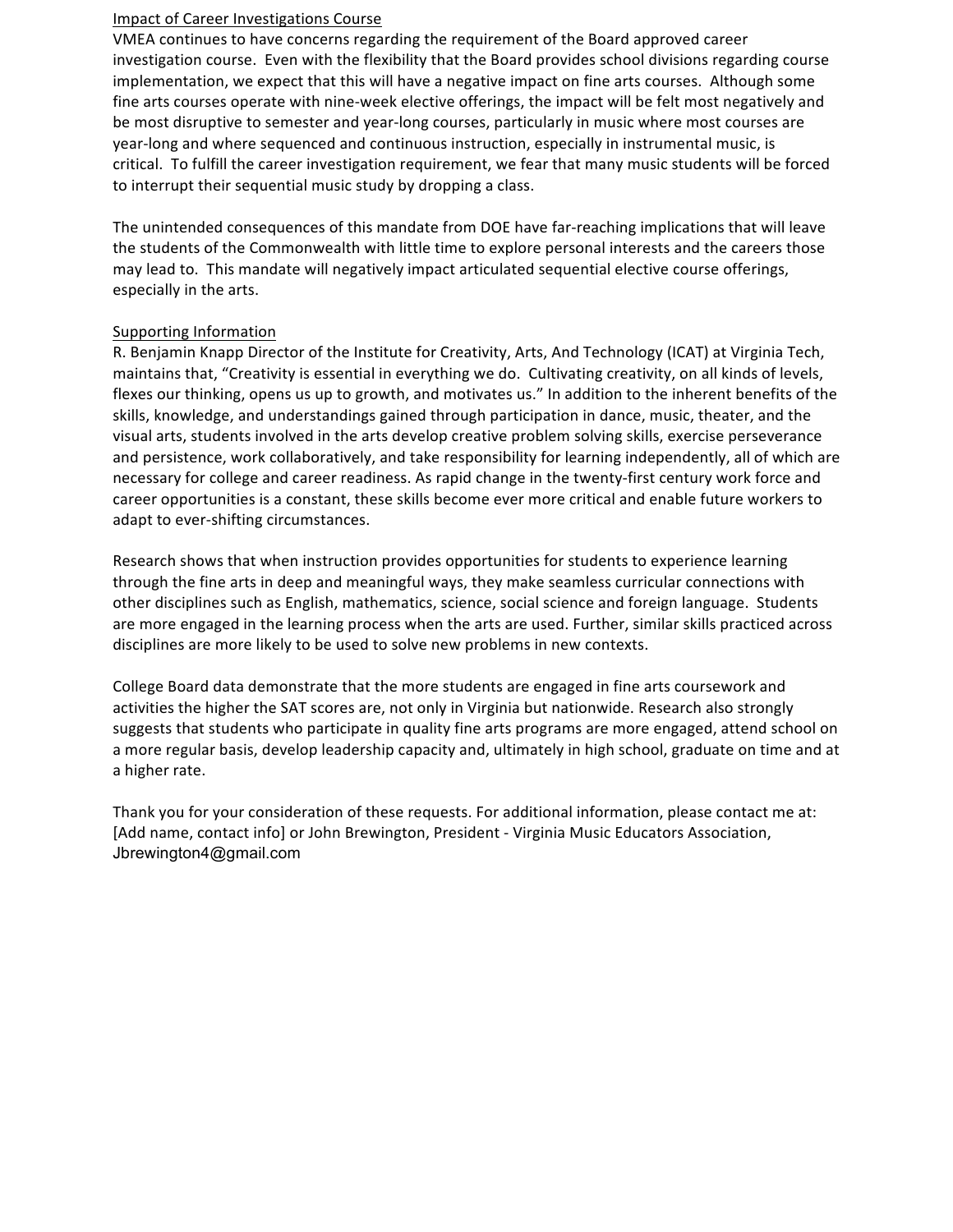<u>Impact of Career Investigations Course</u>

VMEA continues to have concerns regarding the requirement of the Board approved career investigation course. Even with the flexibility that the Board provides school divisions regarding course implementation, we expect that this will have a negative impact on fine arts courses. Although some fine arts courses operate with nine-week elective offerings, the impact will be felt most negatively and be most disruptive to semester and year-long courses, particularly in music where most courses are year-long and where sequenced and continuous instruction, especially in instrumental music, is critical. To fulfill the career investigation requirement, we fear that many music students will be forced to interrupt their sequential music study by dropping a class.

The unintended consequences of this mandate from DOE have far-reaching implications that will leave the students of the Commonwealth with little time to explore personal interests and the careers those may lead to. This mandate will negatively impact articulated sequential elective course offerings, especially in the arts.

<u>Supporting Information</u>

R. Benjamin Knapp Director of the Institute for Creativity, Arts, And Technology (ICAT) at Virginia Tech, maintains that, "Creativity is essential in everything we do. Cultivating creativity, on all kinds of levels, flexes our thinking, opens us up to growth, and motivates us." In addition to the inherent benefits of the skills, knowledge, and understandings gained through participation in dance, music, theater, and the visual arts, students involved in the arts develop creative problem solving skills, exercise perseverance and persistence, work collaboratively, and take responsibility for learning independently, all of which are necessary for college and career readiness. As rapid change in the twenty-first century work force and career opportunities is a constant, these skills become ever more critical and enable future workers to adapt to ever-shifting circumstances.

Research shows that when instruction provides opportunities for students to experience learning through the fine arts in deep and meaningful ways, they make seamless curricular connections with other disciplines such as English, mathematics, science, social science and foreign language. Students are more engaged in the learning process when the arts are used. Further, similar skills practiced across disciplines are more likely to be used to solve new problems in new contexts.

College Board data demonstrate that the more students are engaged in fine arts coursework and activities the higher the SAT scores are, not only in Virginia but nationwide. Research also strongly suggests that students who participate in quality fine arts programs are more engaged, attend school on a more regular basis, develop leadership capacity and, ultimately in high school, graduate on time and at a higher rate.

Thank you for your consideration of these requests. For additional information, please contact me at: [Add name, contact info] or John Brewington, President - Virginia Music Educators Association, Jbrewington4@gmail.com